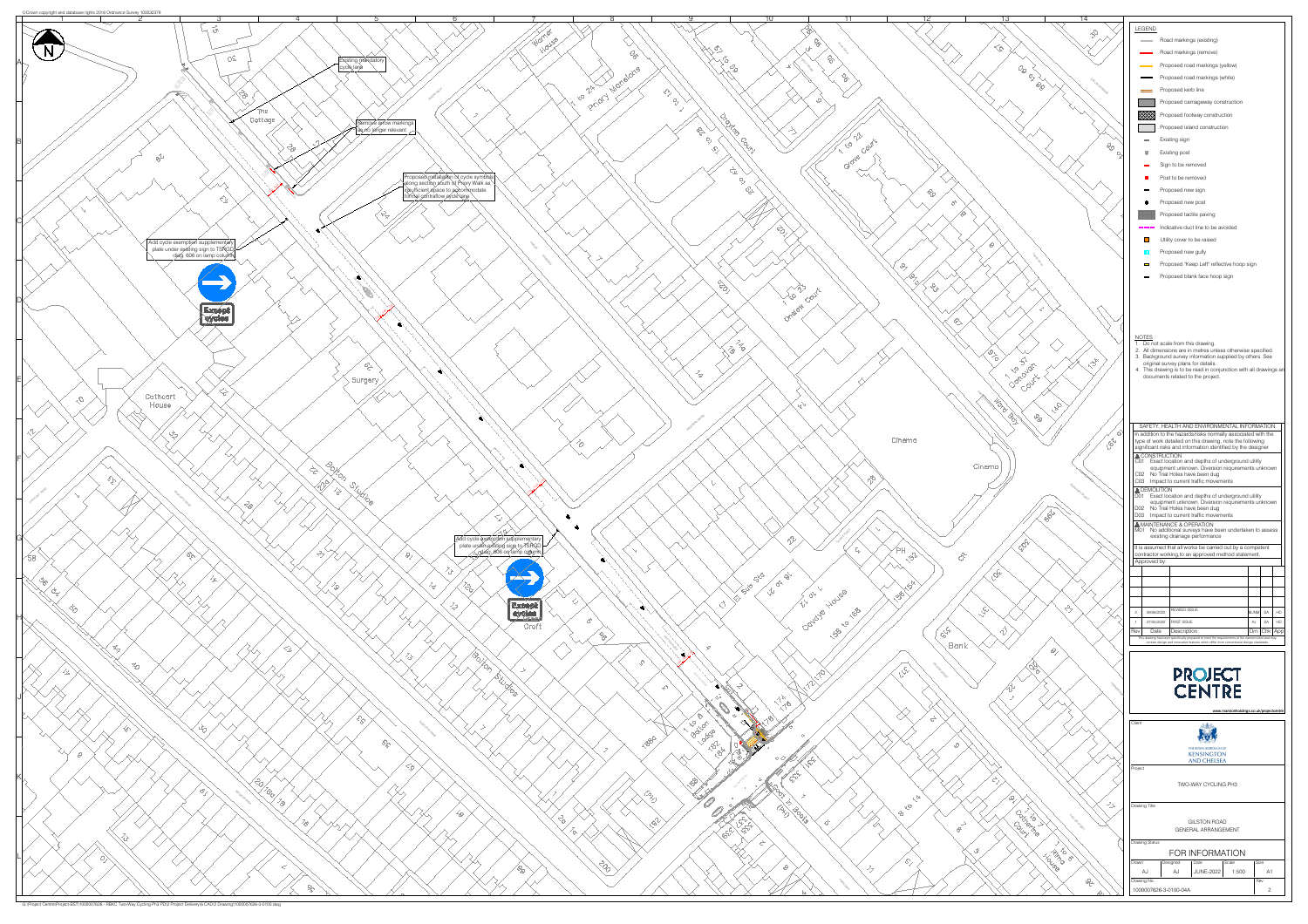© Crown copyright and database rights 2019 Ordnance Survey 100023279

Existing advisory cycle lane

Remove arrow markings as no longer relevant

Proposed installation of cycle symbols along section south of Priory Walk as insufficient space to accommodate formal contraflow cycle lane

Add cycle exempt supplementary plate under existing sign to TSRGD diag. 606 on lamp column

Except cycles

Add cycle exempt supplementary plate under existing sign to TSRGD diag. 606 on lamp column

Except cycles

## LEGEND

- Road markings (existing)
- Road markings (remove)
- Proposed road markings (yellow)
- Proposed road markings (white)
- Proposed kerb line
- Proposed carriageway construction
- Proposed footway construction
- Proposed island construction
- Existing sign
- Existing post
- Sign to be removed
- Post to be removed
- Proposed new sign
- Proposed new post
- Proposed tactile paving
- Indicative duct line to be avoided
- Utility cover to be raised
- Proposed new gully
- Proposed "Keep Left" reflective hoop sign
- Proposed blank face hoop sign

## NOTES

1. Do not scale from this drawing.
2. All dimensions are in metres unless otherwise specified.
3. Background survey information supplied by others. See original survey plans for details.
4. This drawing is to be read in conjunction with all drawings and documents related to the project.

## SAFETY, HEALTH AND ENVIRONMENTAL INFORMATION

In addition to the hazards/risks normally associated with the type of work detailed on this drawing, note the following significant risks and information identified by the designer

**CONSTRUCTION**

- C01 Exact location and depths of underground utility equipment unknown. Diversion requirements unknown
- C02 No Trial Holes have been dug
- C03 Impact to current traffic movements

**DEMOLITION**

- D01 Exact location and depths of underground utility equipment unknown. Diversion requirements unknown
- D02 No Trial Holes have been dug
- D03 Impact to current traffic movements

**MAINTENANCE & OPERATION**

- M01 No additional surveys have been undertaken to assess existing drainage performance

It is assumed that all works be carried out by a competent contractor working to an approved method statement.

Approved by:

| Rev | Date | Description | Drn | Chk | App |
|---|---|---|---|---|---|
| 2 | 28/06/2022 | REVISED ISSUE | AJ/NM | SA | HD |
| 1 | 07/06/2022 | FIRST ISSUE | AJ | SA | HD |

This drawing has been specifically prepared to meet the requirements of the named client and may contain design and innovative features which differ from conventional design standards.

PROJECT CENTRE

www.marstonholdings.co.uk/projectcentre

Client: THE ROYAL BOROUGH OF KENSINGTON AND CHELSEA

Project: TWO-WAY CYCLING PH3

Drawing Title: GILSTON ROAD GENERAL ARRANGEMENT

Drawing Status: FOR INFORMATION

| Drawn | Designed | Date | Scale | Size |
|---|---|---|---|---|
| AJ | AJ | JUNE-2022 | 1:500 | A1 |

| Drawing No. | Rev |
|---|---|
| 1000007626-3-0100-04A | 2 |

G:\Project Centre\Project-NS7\1000007626 - RBKC Two-Way Cycling Ph3 PD\2 Project Delivery\6 CAD\2 Drawing\1000007626-3-0100.dwg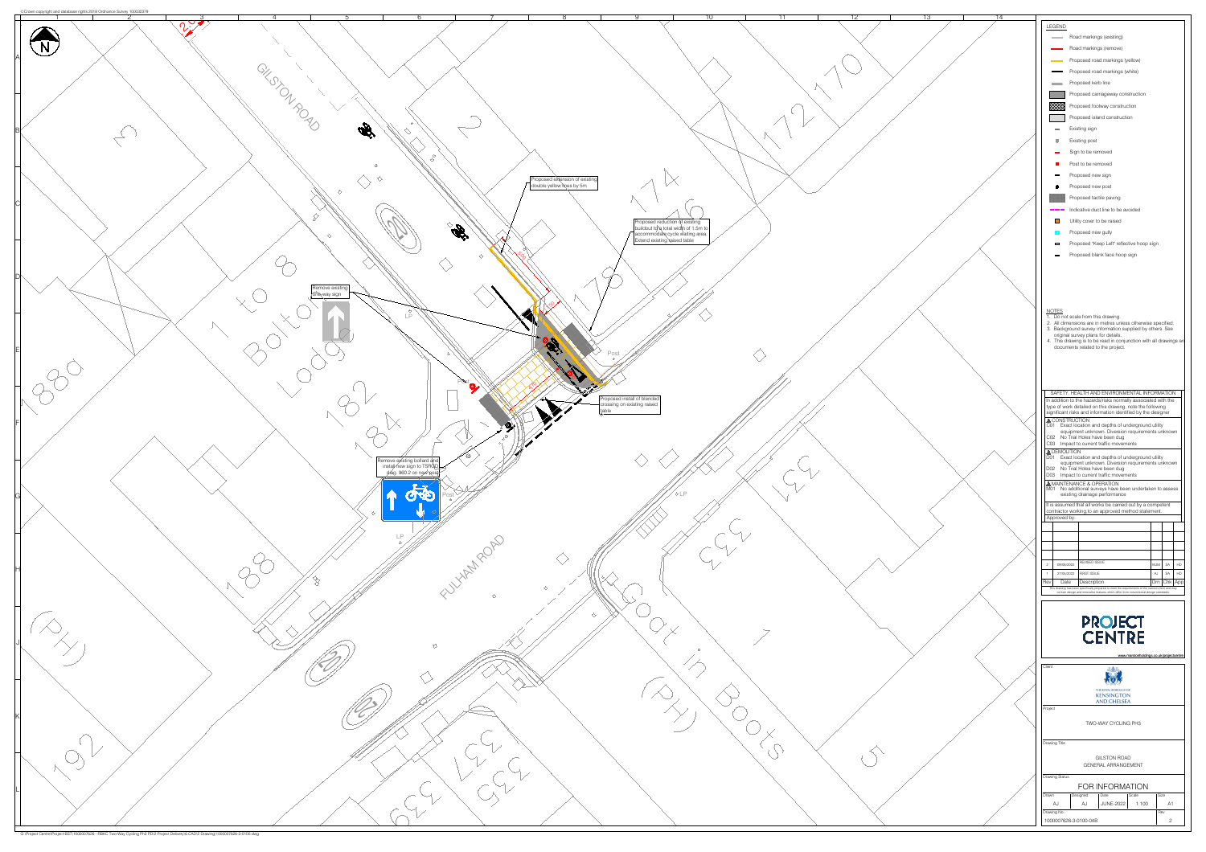© Crown copyright and database rights 2019 Ordnance Survey 100019223

GILSTON ROAD

FULHAM ROAD

Proposed extension of existing double yellow lines by 5m

Proposed reduction of existing buildout to a total width of 1.5m to accommodate cycle waiting area. Extend existing raised table

Remove existing one-way sign

Proposed install of blended crossing on existing raised table

Remove existing bollard and install new sign to TSRGD diag. 960.2 on new post

## LEGEND

- Road markings (existing)
- Road markings (remove)
- Proposed road markings (yellow)
- Proposed road markings (white)
- Proposed kerb line
- Proposed carriageway construction
- Proposed footway construction
- Proposed island construction
- Existing sign
- Existing post
- Sign to be removed
- Post to be removed
- Proposed new sign
- Proposed new post
- Proposed tactile paving
- Indicative duct line to be avoided
- Utility cover to be raised
- Proposed new gully
- Proposed "Keep Left" reflective hoop sign
- Proposed blank face hoop sign

## NOTES

1. Do not scale from this drawing.
2. All dimensions are in metres unless otherwise specified.
3. Background survey information supplied by others. See original survey plans for details.
4. This drawing is to be read in conjunction with all drawings and documents related to the project.

## SAFETY, HEALTH AND ENVIRONMENTAL INFORMATION

In addition to the hazards/risks normally associated with the type of work detailed on this drawing, note the following significant risks and information identified by the designer

**CONSTRUCTION**

- C01 Exact location and depths of underground utility equipment unknown. Diversion requirements unknown
- C02 No Trial Holes have been dug
- C03 Impact to current traffic movements

**DEMOLITION**

- D01 Exact location and depths of underground utility equipment unknown. Diversion requirements unknown
- D02 No Trial Holes have been dug
- D03 Impact to current traffic movements

**MAINTENANCE & OPERATION**

- M01 No additional surveys have been undertaken to assess existing drainage performance

It is assumed that all works be carried out by a competent contractor working to an approved method statement.

Approved by:

| Rev | Date | Description | Drn | Chk | App |
|---|---|---|---|---|---|
| 2 | 09/06/2022 | REVISED ISSUE | MJM | SA | HD |
| 1 | 07/04/2022 | FIRST ISSUE | AJ | SA | HD |

PROJECT CENTRE

www.marstonholdings.co.uk/projectcentre

Client: THE ROYAL BOROUGH OF KENSINGTON AND CHELSEA

Project: TWO-WAY CYCLING PH3

Drawing Title: GILSTON ROAD GENERAL ARRANGEMENT

Drawing Status: FOR INFORMATION

| Drawn | Designed | Date | Scale | Size |
|---|---|---|---|---|
| AJ | AJ | JUNE-2022 | 1:100 | A1 |

Drawing No.: 1000007626-3-0100-04B

Rev: 2

G:\Project Centre\Project\1000007626 - RBKC Two-Way Cycling Ph3 PD\2 Project Delivery\4 CAD\2 Drawing\1000007626-3-0100.dwg